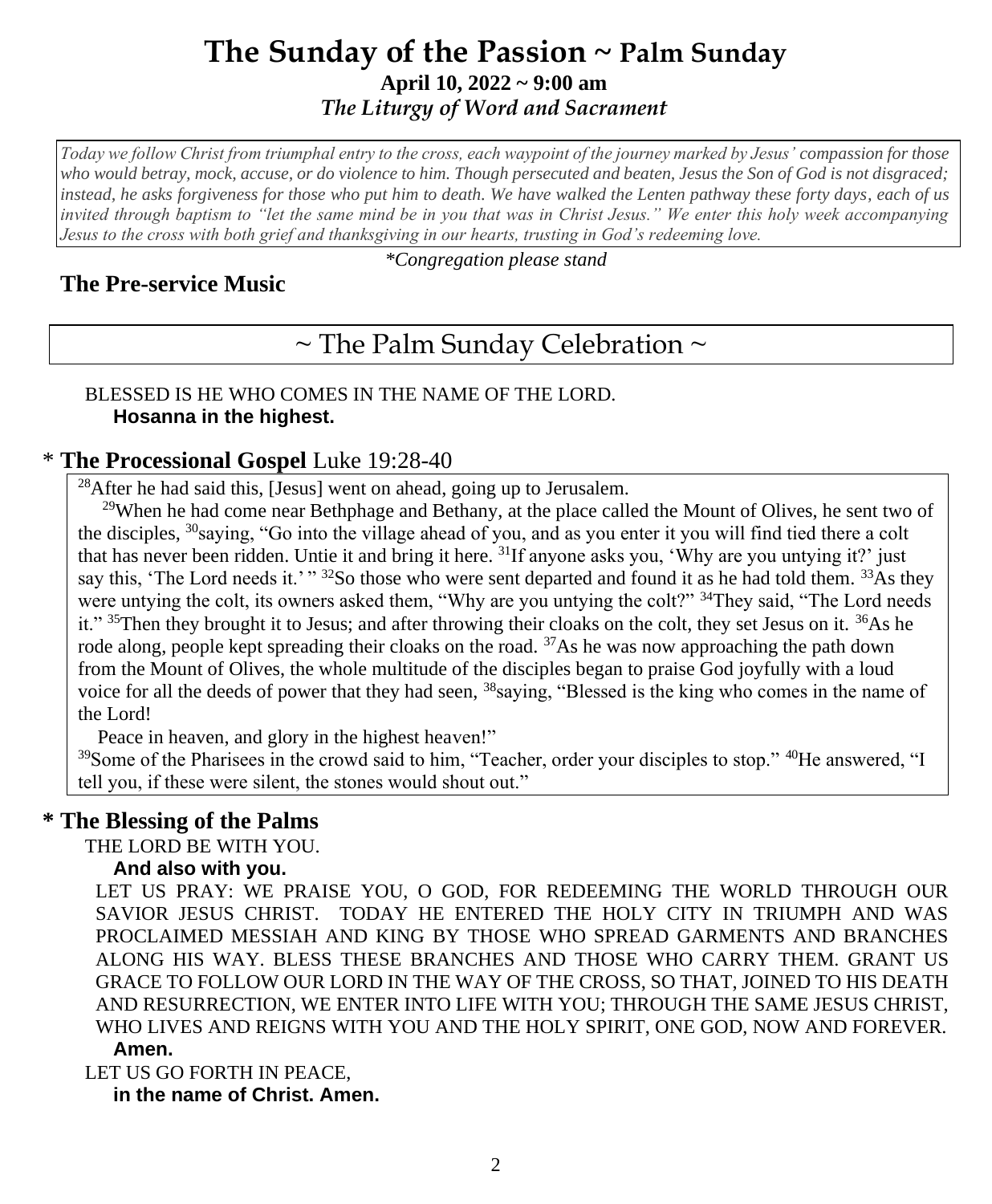# The Sunday of the Passion ~ Palm Sunday

**April 10, 2022 ~ 9:00 am**

*The Liturgy of Word and Sacrament*

*Today we follow Christ from triumphal entry to the cross, each waypoint of the journey marked by Jesus' compassion for those who would betray, mock, accuse, or do violence to him. Though persecuted and beaten, Jesus the Son of God is not disgraced; instead, he asks forgiveness for those who put him to death. We have walked the Lenten pathway these forty days, each of us invited through baptism to "let the same mind be in you that was in Christ Jesus." We enter this holy week accompanying Jesus to the cross with both grief and thanksgiving in our hearts, trusting in God's redeeming love.*

*\*Congregation please stand*

## The Pre-service Music

## ~ The Palm Sunday Celebration ~

BLESSED IS HE WHO COMES IN THE NAME OF THE LORD.
**Hosanna in the highest.**

## * The Processional Gospel Luke 19:28-40

[28]After he had said this, [Jesus] went on ahead, going up to Jerusalem.

[29]When he had come near Bethphage and Bethany, at the place called the Mount of Olives, he sent two of the disciples, [30]saying, "Go into the village ahead of you, and as you enter it you will find tied there a colt that has never been ridden. Untie it and bring it here. [31]If anyone asks you, 'Why are you untying it?' just say this, 'The Lord needs it.' " [32]So those who were sent departed and found it as he had told them. [33]As they were untying the colt, its owners asked them, "Why are you untying the colt?" [34]They said, "The Lord needs it." [35]Then they brought it to Jesus; and after throwing their cloaks on the colt, they set Jesus on it. [36]As he rode along, people kept spreading their cloaks on the road. [37]As he was now approaching the path down from the Mount of Olives, the whole multitude of the disciples began to praise God joyfully with a loud voice for all the deeds of power that they had seen, [38]saying, "Blessed is the king who comes in the name of the Lord!

Peace in heaven, and glory in the highest heaven!"

[39]Some of the Pharisees in the crowd said to him, "Teacher, order your disciples to stop." [40]He answered, "I tell you, if these were silent, the stones would shout out."

## * The Blessing of the Palms

THE LORD BE WITH YOU.
**And also with you.**

LET US PRAY: WE PRAISE YOU, O GOD, FOR REDEEMING THE WORLD THROUGH OUR SAVIOR JESUS CHRIST. TODAY HE ENTERED THE HOLY CITY IN TRIUMPH AND WAS PROCLAIMED MESSIAH AND KING BY THOSE WHO SPREAD GARMENTS AND BRANCHES ALONG HIS WAY. BLESS THESE BRANCHES AND THOSE WHO CARRY THEM. GRANT US GRACE TO FOLLOW OUR LORD IN THE WAY OF THE CROSS, SO THAT, JOINED TO HIS DEATH AND RESURRECTION, WE ENTER INTO LIFE WITH YOU; THROUGH THE SAME JESUS CHRIST, WHO LIVES AND REIGNS WITH YOU AND THE HOLY SPIRIT, ONE GOD, NOW AND FOREVER.
**Amen.**

LET US GO FORTH IN PEACE,
**in the name of Christ. Amen.**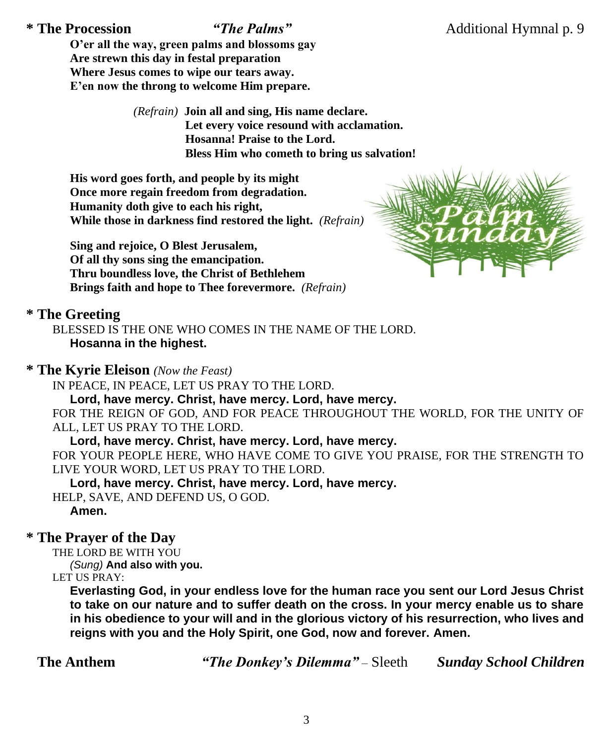## * The Procession *"The Palms"* Additional Hymnal p. 9

**O'er all the way, green palms and blossoms gay**
**Are strewn this day in festal preparation**
**Where Jesus comes to wipe our tears away.**
**E'en now the throng to welcome Him prepare.**

*(Refrain)* **Join all and sing, His name declare.**
**Let every voice resound with acclamation.**
**Hosanna! Praise to the Lord.**
**Bless Him who cometh to bring us salvation!**

**His word goes forth, and people by its might**
**Once more regain freedom from degradation.**
**Humanity doth give to each his right,**
**While those in darkness find restored the light.** *(Refrain)*

**Sing and rejoice, O Blest Jerusalem,**
**Of all thy sons sing the emancipation.**
**Thru boundless love, the Christ of Bethlehem**
**Brings faith and hope to Thee forevermore.** *(Refrain)*

Palm Sunday

## * The Greeting

BLESSED IS THE ONE WHO COMES IN THE NAME OF THE LORD.
**Hosanna in the highest.**

## * The Kyrie Eleison *(Now the Feast)*

IN PEACE, IN PEACE, LET US PRAY TO THE LORD.
**Lord, have mercy. Christ, have mercy. Lord, have mercy.**
FOR THE REIGN OF GOD, AND FOR PEACE THROUGHOUT THE WORLD, FOR THE UNITY OF ALL, LET US PRAY TO THE LORD.
**Lord, have mercy. Christ, have mercy. Lord, have mercy.**
FOR YOUR PEOPLE HERE, WHO HAVE COME TO GIVE YOU PRAISE, FOR THE STRENGTH TO LIVE YOUR WORD, LET US PRAY TO THE LORD.
**Lord, have mercy. Christ, have mercy. Lord, have mercy.**
HELP, SAVE, AND DEFEND US, O GOD.
**Amen.**

## * The Prayer of the Day

THE LORD BE WITH YOU
*(Sung)* **And also with you.**
LET US PRAY:
**Everlasting God, in your endless love for the human race you sent our Lord Jesus Christ to take on our nature and to suffer death on the cross. In your mercy enable us to share in his obedience to your will and in the glorious victory of his resurrection, who lives and reigns with you and the Holy Spirit, one God, now and forever. Amen.**

## The Anthem *"The Donkey's Dilemma"* – Sleeth *Sunday School Children*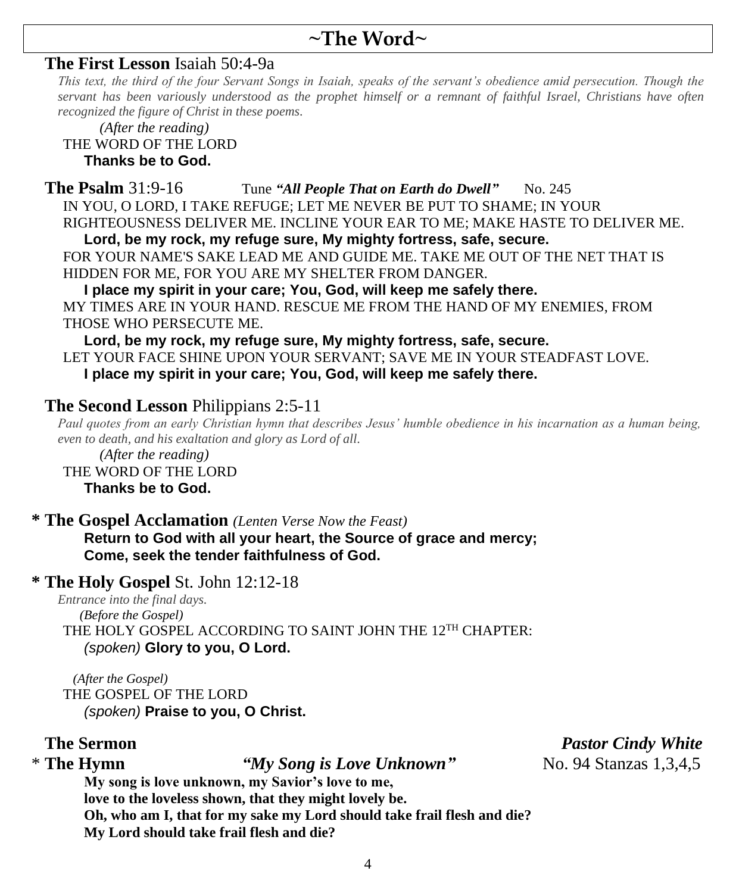# ~The Word~

**The First Lesson** Isaiah 50:4-9a

*This text, the third of the four Servant Songs in Isaiah, speaks of the servant's obedience amid persecution. Though the servant has been variously understood as the prophet himself or a remnant of faithful Israel, Christians have often recognized the figure of Christ in these poems.*

*(After the reading)*
THE WORD OF THE LORD
**Thanks be to God.**

**The Psalm** 31:9-16 Tune ***"All People That on Earth do Dwell"*** No. 245

IN YOU, O LORD, I TAKE REFUGE; LET ME NEVER BE PUT TO SHAME; IN YOUR RIGHTEOUSNESS DELIVER ME. INCLINE YOUR EAR TO ME; MAKE HASTE TO DELIVER ME.
**Lord, be my rock, my refuge sure, My mighty fortress, safe, secure.**
FOR YOUR NAME'S SAKE LEAD ME AND GUIDE ME. TAKE ME OUT OF THE NET THAT IS HIDDEN FOR ME, FOR YOU ARE MY SHELTER FROM DANGER.
**I place my spirit in your care; You, God, will keep me safely there.**
MY TIMES ARE IN YOUR HAND. RESCUE ME FROM THE HAND OF MY ENEMIES, FROM THOSE WHO PERSECUTE ME.
**Lord, be my rock, my refuge sure, My mighty fortress, safe, secure.**
LET YOUR FACE SHINE UPON YOUR SERVANT; SAVE ME IN YOUR STEADFAST LOVE.
**I place my spirit in your care; You, God, will keep me safely there.**

**The Second Lesson** Philippians 2:5-11

*Paul quotes from an early Christian hymn that describes Jesus' humble obedience in his incarnation as a human being, even to death, and his exaltation and glory as Lord of all.*

*(After the reading)*
THE WORD OF THE LORD
**Thanks be to God.**

**\* The Gospel Acclamation** *(Lenten Verse Now the Feast)*
**Return to God with all your heart, the Source of grace and mercy;**
**Come, seek the tender faithfulness of God.**

**\* The Holy Gospel** St. John 12:12-18

*Entrance into the final days.*
*(Before the Gospel)*
THE HOLY GOSPEL ACCORDING TO SAINT JOHN THE 12TH CHAPTER:
*(spoken)* **Glory to you, O Lord.**

*(After the Gospel)*
THE GOSPEL OF THE LORD
*(spoken)* **Praise to you, O Christ.**

**The Sermon** ***Pastor Cindy White***

\* **The Hymn** ***"My Song is Love Unknown"*** No. 94 Stanzas 1,3,4,5

**My song is love unknown, my Savior's love to me,**
**love to the loveless shown, that they might lovely be.**
**Oh, who am I, that for my sake my Lord should take frail flesh and die?**
**My Lord should take frail flesh and die?**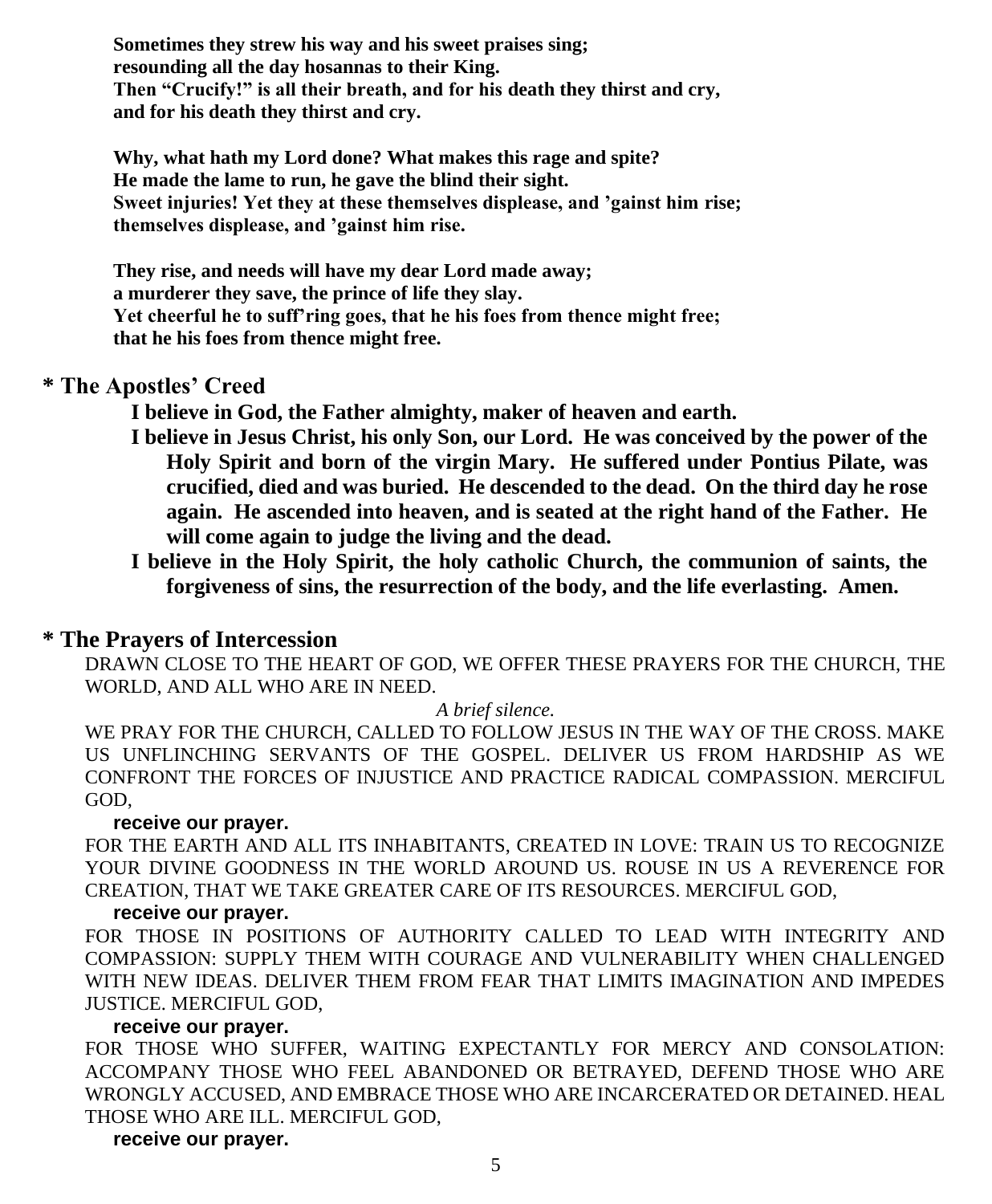**Sometimes they strew his way and his sweet praises sing;**
**resounding all the day hosannas to their King.**
**Then "Crucify!" is all their breath, and for his death they thirst and cry,**
**and for his death they thirst and cry.**

**Why, what hath my Lord done? What makes this rage and spite?**
**He made the lame to run, he gave the blind their sight.**
**Sweet injuries! Yet they at these themselves displease, and 'gainst him rise;**
**themselves displease, and 'gainst him rise.**

**They rise, and needs will have my dear Lord made away;**
**a murderer they save, the prince of life they slay.**
**Yet cheerful he to suff'ring goes, that he his foes from thence might free;**
**that he his foes from thence might free.**

## * The Apostles' Creed

**I believe in God, the Father almighty, maker of heaven and earth.**

**I believe in Jesus Christ, his only Son, our Lord. He was conceived by the power of the Holy Spirit and born of the virgin Mary. He suffered under Pontius Pilate, was crucified, died and was buried. He descended to the dead. On the third day he rose again. He ascended into heaven, and is seated at the right hand of the Father. He will come again to judge the living and the dead.**

**I believe in the Holy Spirit, the holy catholic Church, the communion of saints, the forgiveness of sins, the resurrection of the body, and the life everlasting. Amen.**

## * The Prayers of Intercession

DRAWN CLOSE TO THE HEART OF GOD, WE OFFER THESE PRAYERS FOR THE CHURCH, THE WORLD, AND ALL WHO ARE IN NEED.

*A brief silence.*

WE PRAY FOR THE CHURCH, CALLED TO FOLLOW JESUS IN THE WAY OF THE CROSS. MAKE US UNFLINCHING SERVANTS OF THE GOSPEL. DELIVER US FROM HARDSHIP AS WE CONFRONT THE FORCES OF INJUSTICE AND PRACTICE RADICAL COMPASSION. MERCIFUL GOD,

**receive our prayer.**

FOR THE EARTH AND ALL ITS INHABITANTS, CREATED IN LOVE: TRAIN US TO RECOGNIZE YOUR DIVINE GOODNESS IN THE WORLD AROUND US. ROUSE IN US A REVERENCE FOR CREATION, THAT WE TAKE GREATER CARE OF ITS RESOURCES. MERCIFUL GOD,

**receive our prayer.**

FOR THOSE IN POSITIONS OF AUTHORITY CALLED TO LEAD WITH INTEGRITY AND COMPASSION: SUPPLY THEM WITH COURAGE AND VULNERABILITY WHEN CHALLENGED WITH NEW IDEAS. DELIVER THEM FROM FEAR THAT LIMITS IMAGINATION AND IMPEDES JUSTICE. MERCIFUL GOD,

**receive our prayer.**

FOR THOSE WHO SUFFER, WAITING EXPECTANTLY FOR MERCY AND CONSOLATION: ACCOMPANY THOSE WHO FEEL ABANDONED OR BETRAYED, DEFEND THOSE WHO ARE WRONGLY ACCUSED, AND EMBRACE THOSE WHO ARE INCARCERATED OR DETAINED. HEAL THOSE WHO ARE ILL. MERCIFUL GOD,

**receive our prayer.**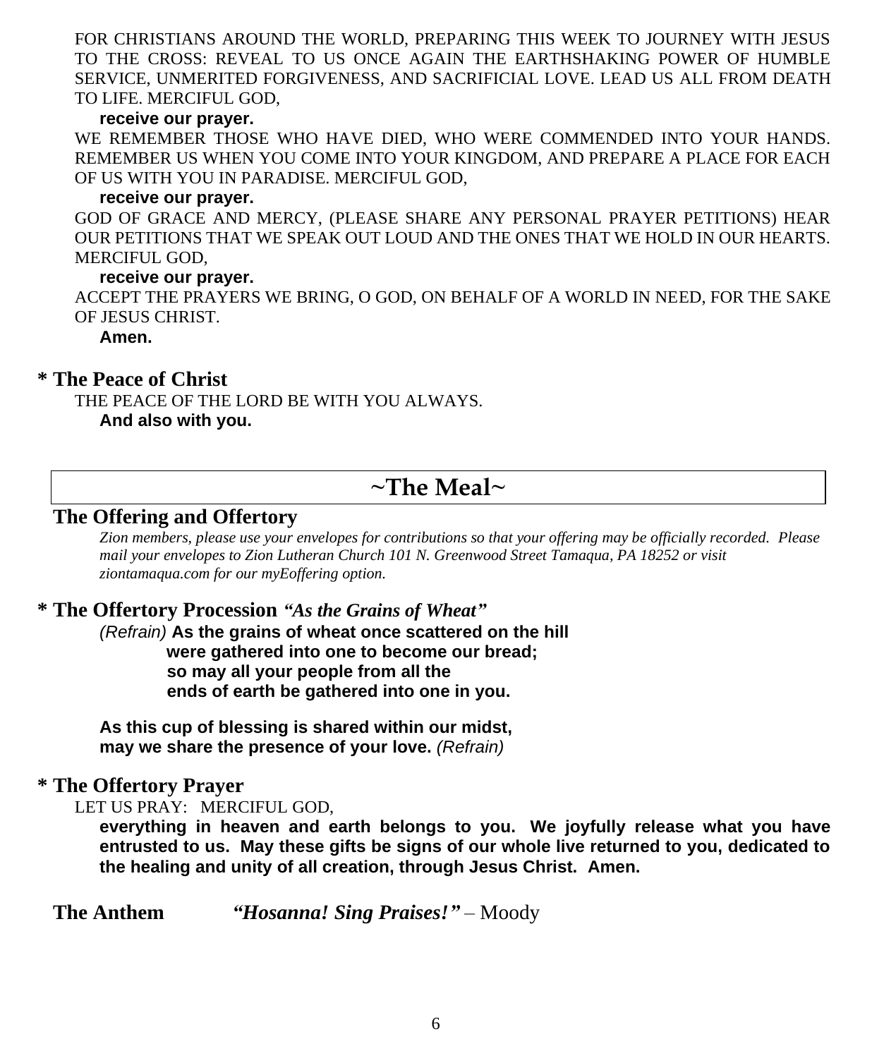FOR CHRISTIANS AROUND THE WORLD, PREPARING THIS WEEK TO JOURNEY WITH JESUS TO THE CROSS: REVEAL TO US ONCE AGAIN THE EARTHSHAKING POWER OF HUMBLE SERVICE, UNMERITED FORGIVENESS, AND SACRIFICIAL LOVE. LEAD US ALL FROM DEATH TO LIFE. MERCIFUL GOD,

**receive our prayer.**

WE REMEMBER THOSE WHO HAVE DIED, WHO WERE COMMENDED INTO YOUR HANDS. REMEMBER US WHEN YOU COME INTO YOUR KINGDOM, AND PREPARE A PLACE FOR EACH OF US WITH YOU IN PARADISE. MERCIFUL GOD,

**receive our prayer.**

GOD OF GRACE AND MERCY, (PLEASE SHARE ANY PERSONAL PRAYER PETITIONS) HEAR OUR PETITIONS THAT WE SPEAK OUT LOUD AND THE ONES THAT WE HOLD IN OUR HEARTS. MERCIFUL GOD,

**receive our prayer.**

ACCEPT THE PRAYERS WE BRING, O GOD, ON BEHALF OF A WORLD IN NEED, FOR THE SAKE OF JESUS CHRIST.

**Amen.**

## * The Peace of Christ

THE PEACE OF THE LORD BE WITH YOU ALWAYS.

**And also with you.**

# ~The Meal~

## The Offering and Offertory

*Zion members, please use your envelopes for contributions so that your offering may be officially recorded. Please mail your envelopes to Zion Lutheran Church 101 N. Greenwood Street Tamaqua, PA 18252 or visit ziontamaqua.com for our myEoffering option.*

## * The Offertory Procession *"As the Grains of Wheat"*

*(Refrain)* **As the grains of wheat once scattered on the hill**
**were gathered into one to become our bread;**
**so may all your people from all the**
**ends of earth be gathered into one in you.**

**As this cup of blessing is shared within our midst,**
**may we share the presence of your love.** *(Refrain)*

## * The Offertory Prayer

LET US PRAY: MERCIFUL GOD,

**everything in heaven and earth belongs to you. We joyfully release what you have entrusted to us. May these gifts be signs of our whole live returned to you, dedicated to the healing and unity of all creation, through Jesus Christ. Amen.**

## The Anthem *"Hosanna! Sing Praises!"* – Moody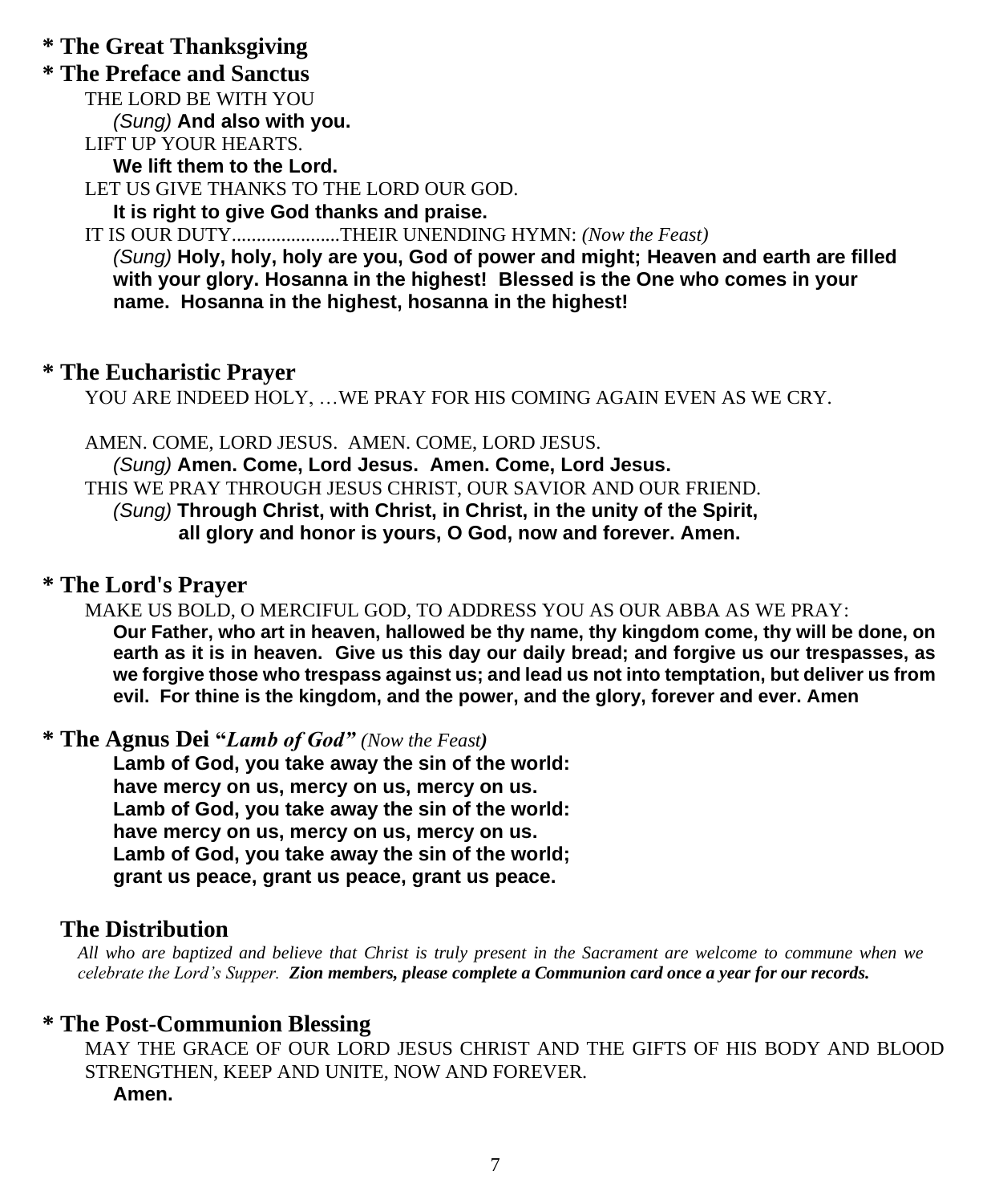## * The Great Thanksgiving

## * The Preface and Sanctus

THE LORD BE WITH YOU

*(Sung)* **And also with you.**

LIFT UP YOUR HEARTS.

**We lift them to the Lord.**

LET US GIVE THANKS TO THE LORD OUR GOD.

**It is right to give God thanks and praise.**

IT IS OUR DUTY......................THEIR UNENDING HYMN: *(Now the Feast)*

*(Sung)* **Holy, holy, holy are you, God of power and might; Heaven and earth are filled with your glory. Hosanna in the highest! Blessed is the One who comes in your name. Hosanna in the highest, hosanna in the highest!**

## * The Eucharistic Prayer

YOU ARE INDEED HOLY, …WE PRAY FOR HIS COMING AGAIN EVEN AS WE CRY.

AMEN. COME, LORD JESUS. AMEN. COME, LORD JESUS.

*(Sung)* **Amen. Come, Lord Jesus. Amen. Come, Lord Jesus.**

THIS WE PRAY THROUGH JESUS CHRIST, OUR SAVIOR AND OUR FRIEND.

*(Sung)* **Through Christ, with Christ, in Christ, in the unity of the Spirit, all glory and honor is yours, O God, now and forever. Amen.**

## * The Lord's Prayer

MAKE US BOLD, O MERCIFUL GOD, TO ADDRESS YOU AS OUR ABBA AS WE PRAY:

**Our Father, who art in heaven, hallowed be thy name, thy kingdom come, thy will be done, on earth as it is in heaven. Give us this day our daily bread; and forgive us our trespasses, as we forgive those who trespass against us; and lead us not into temptation, but deliver us from evil. For thine is the kingdom, and the power, and the glory, forever and ever. Amen**

## * The Agnus Dei "*Lamb of God*" *(Now the Feast)*

**Lamb of God, you take away the sin of the world:**
**have mercy on us, mercy on us, mercy on us.**
**Lamb of God, you take away the sin of the world:**
**have mercy on us, mercy on us, mercy on us.**
**Lamb of God, you take away the sin of the world;**
**grant us peace, grant us peace, grant us peace.**

## The Distribution

*All who are baptized and believe that Christ is truly present in the Sacrament are welcome to commune when we celebrate the Lord's Supper.* ***Zion members, please complete a Communion card once a year for our records.***

## * The Post-Communion Blessing

MAY THE GRACE OF OUR LORD JESUS CHRIST AND THE GIFTS OF HIS BODY AND BLOOD STRENGTHEN, KEEP AND UNITE, NOW AND FOREVER.

**Amen.**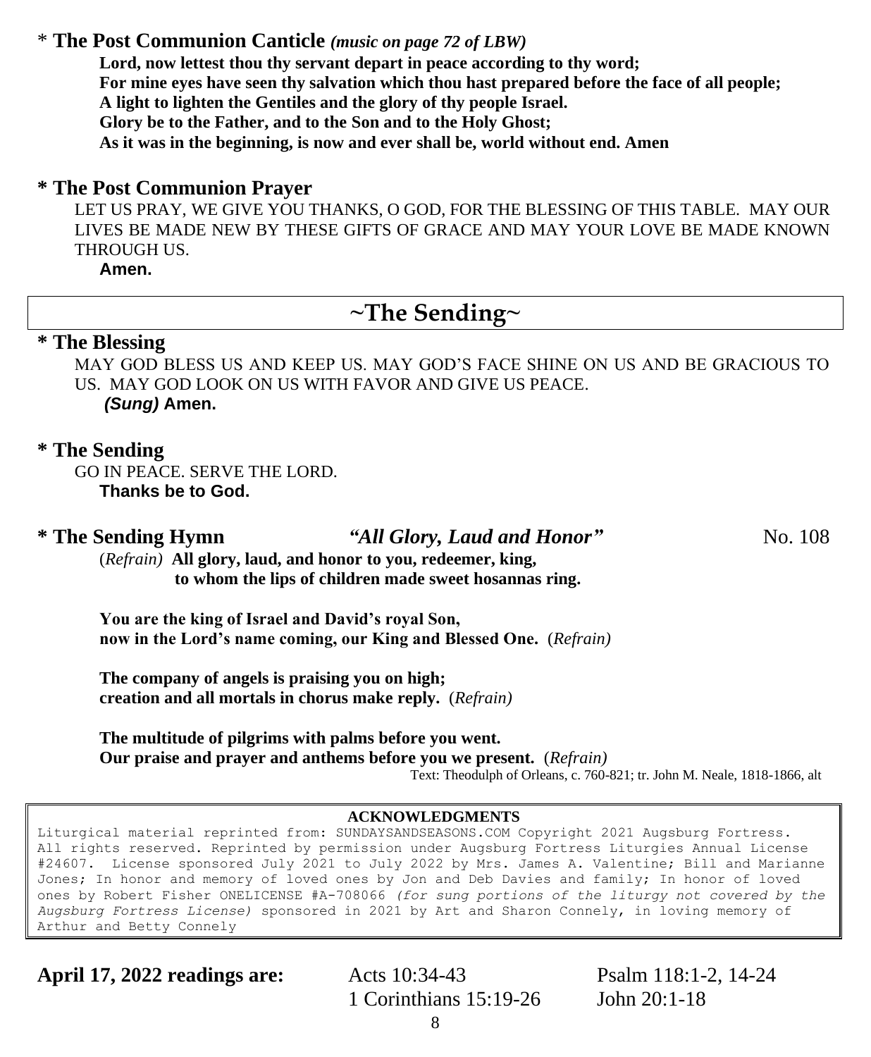\* **The Post Communion Canticle** ***(music on page 72 of LBW)***

**Lord, now lettest thou thy servant depart in peace according to thy word;**
**For mine eyes have seen thy salvation which thou hast prepared before the face of all people;**
**A light to lighten the Gentiles and the glory of thy people Israel.**
**Glory be to the Father, and to the Son and to the Holy Ghost;**
**As it was in the beginning, is now and ever shall be, world without end. Amen**

**\* The Post Communion Prayer**

LET US PRAY, WE GIVE YOU THANKS, O GOD, FOR THE BLESSING OF THIS TABLE. MAY OUR LIVES BE MADE NEW BY THESE GIFTS OF GRACE AND MAY YOUR LOVE BE MADE KNOWN THROUGH US.

**Amen.**

## ~The Sending~

**\* The Blessing**

MAY GOD BLESS US AND KEEP US. MAY GOD'S FACE SHINE ON US AND BE GRACIOUS TO US. MAY GOD LOOK ON US WITH FAVOR AND GIVE US PEACE.

***(Sung)*** **Amen.**

**\* The Sending**

GO IN PEACE. SERVE THE LORD.

**Thanks be to God.**

**\* The Sending Hymn** ***"All Glory, Laud and Honor"*** No. 108

(*Refrain*) **All glory, laud, and honor to you, redeemer, king,**
**to whom the lips of children made sweet hosannas ring.**

**You are the king of Israel and David's royal Son,**
**now in the Lord's name coming, our King and Blessed One.** (*Refrain)*

**The company of angels is praising you on high;**
**creation and all mortals in chorus make reply.** (*Refrain)*

**The multitude of pilgrims with palms before you went.**
**Our praise and prayer and anthems before you we present.** (*Refrain)*

Text: Theodulph of Orleans, c. 760-821; tr. John M. Neale, 1818-1866, alt

**ACKNOWLEDGMENTS**

Liturgical material reprinted from: SUNDAYSANDSEASONS.COM Copyright 2021 Augsburg Fortress. All rights reserved. Reprinted by permission under Augsburg Fortress Liturgies Annual License #24607. License sponsored July 2021 to July 2022 by Mrs. James A. Valentine; Bill and Marianne Jones; In honor and memory of loved ones by Jon and Deb Davies and family; In honor of loved ones by Robert Fisher ONELICENSE #A-708066 *(for sung portions of the liturgy not covered by the Augsburg Fortress License)* sponsored in 2021 by Art and Sharon Connely, in loving memory of Arthur and Betty Connely

**April 17, 2022 readings are:** Acts 10:34-43, Psalm 118:1-2, 14-24, 1 Corinthians 15:19-26, John 20:1-18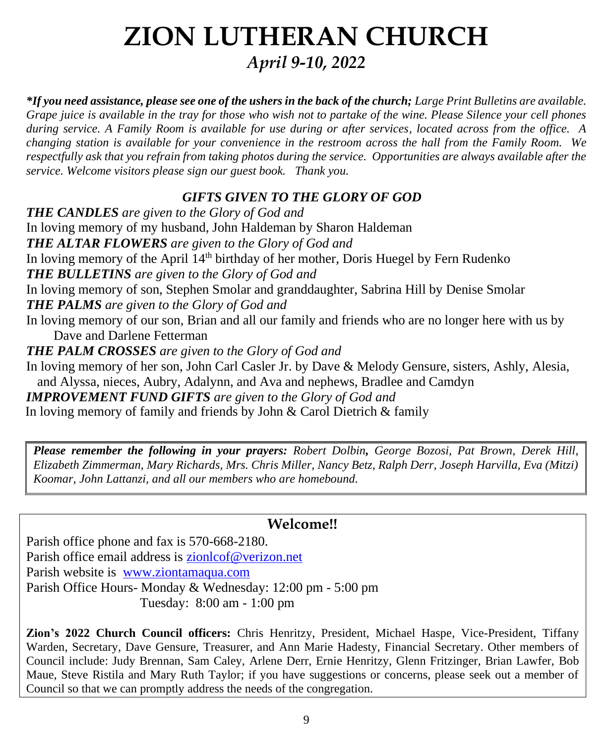# ZION LUTHERAN CHURCH

## *April 9-10, 2022*

***\*If you need assistance, please see one of the ushers in the back of the church;** Large Print Bulletins are available. Grape juice is available in the tray for those who wish not to partake of the wine. Please Silence your cell phones during service. A Family Room is available for use during or after services, located across from the office. A changing station is available for your convenience in the restroom across the hall from the Family Room. We respectfully ask that you refrain from taking photos during the service. Opportunities are always available after the service. Welcome visitors please sign our guest book. Thank you.*

### *GIFTS GIVEN TO THE GLORY OF GOD*

***THE CANDLES** are given to the Glory of God and*
In loving memory of my husband, John Haldeman by Sharon Haldeman

***THE ALTAR FLOWERS** are given to the Glory of God and*
In loving memory of the April 14th birthday of her mother, Doris Huegel by Fern Rudenko

***THE BULLETINS** are given to the Glory of God and*
In loving memory of son, Stephen Smolar and granddaughter, Sabrina Hill by Denise Smolar

***THE PALMS** are given to the Glory of God and*
In loving memory of our son, Brian and all our family and friends who are no longer here with us by Dave and Darlene Fetterman

***THE PALM CROSSES** are given to the Glory of God and*
In loving memory of her son, John Carl Casler Jr. by Dave & Melody Gensure, sisters, Ashly, Alesia, and Alyssa, nieces, Aubry, Adalynn, and Ava and nephews, Bradlee and Camdyn

***IMPROVEMENT FUND GIFTS** are given to the Glory of God and*
In loving memory of family and friends by John & Carol Dietrich & family

***Please remember the following in your prayers:** Robert Dolbin, George Bozosi, Pat Brown, Derek Hill, Elizabeth Zimmerman, Mary Richards, Mrs. Chris Miller, Nancy Betz, Ralph Derr, Joseph Harvilla, Eva (Mitzi) Koomar, John Lattanzi, and all our members who are homebound.*

### Welcome!!

Parish office phone and fax is 570-668-2180.
Parish office email address is zionlcof@verizon.net
Parish website is www.ziontamaqua.com
Parish Office Hours- Monday & Wednesday: 12:00 pm - 5:00 pm
Tuesday: 8:00 am - 1:00 pm

**Zion's 2022 Church Council officers:** Chris Henritzy, President, Michael Haspe, Vice-President, Tiffany Warden, Secretary, Dave Gensure, Treasurer, and Ann Marie Hadesty, Financial Secretary. Other members of Council include: Judy Brennan, Sam Caley, Arlene Derr, Ernie Henritzy, Glenn Fritzinger, Brian Lawfer, Bob Maue, Steve Ristila and Mary Ruth Taylor; if you have suggestions or concerns, please seek out a member of Council so that we can promptly address the needs of the congregation.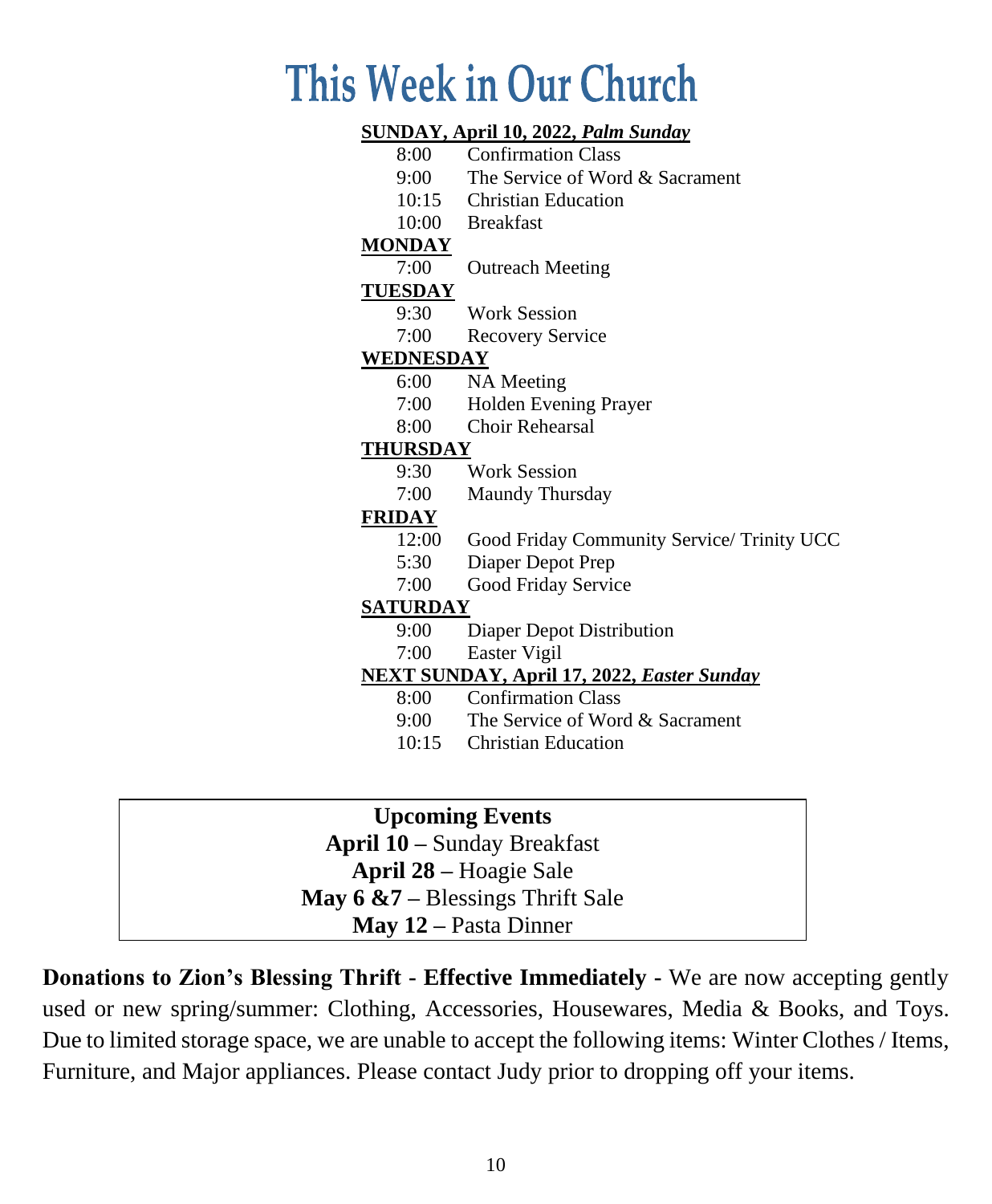# This Week in Our Church

**SUNDAY, April 10, 2022, *Palm Sunday***

| | |
|---|---|
| 8:00 | Confirmation Class |
| 9:00 | The Service of Word & Sacrament |
| 10:15 | Christian Education |
| 10:00 | Breakfast |

**MONDAY**

| | |
|---|---|
| 7:00 | Outreach Meeting |

**TUESDAY**

| | |
|---|---|
| 9:30 | Work Session |
| 7:00 | Recovery Service |

**WEDNESDAY**

| | |
|---|---|
| 6:00 | NA Meeting |
| 7:00 | Holden Evening Prayer |
| 8:00 | Choir Rehearsal |

**THURSDAY**

| | |
|---|---|
| 9:30 | Work Session |
| 7:00 | Maundy Thursday |

**FRIDAY**

| | |
|---|---|
| 12:00 | Good Friday Community Service/ Trinity UCC |
| 5:30 | Diaper Depot Prep |
| 7:00 | Good Friday Service |

**SATURDAY**

| | |
|---|---|
| 9:00 | Diaper Depot Distribution |
| 7:00 | Easter Vigil |

**NEXT SUNDAY, April 17, 2022, *Easter Sunday***

| | |
|---|---|
| 8:00 | Confirmation Class |
| 9:00 | The Service of Word & Sacrament |
| 10:15 | Christian Education |

**Upcoming Events**

**April 10 –** Sunday Breakfast
**April 28 –** Hoagie Sale
**May 6 &7 –** Blessings Thrift Sale
**May 12 –** Pasta Dinner

**Donations to Zion's Blessing Thrift - Effective Immediately -** We are now accepting gently used or new spring/summer: Clothing, Accessories, Housewares, Media & Books, and Toys. Due to limited storage space, we are unable to accept the following items: Winter Clothes / Items, Furniture, and Major appliances. Please contact Judy prior to dropping off your items.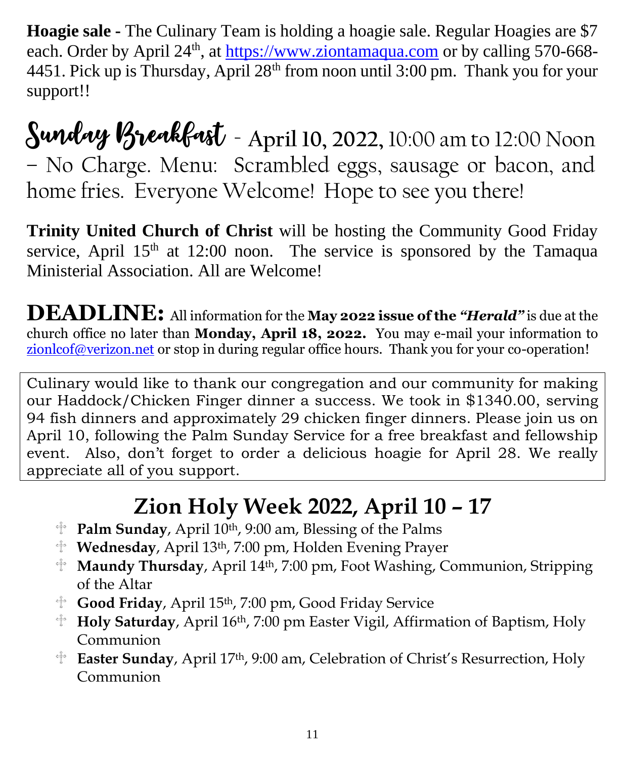**Hoagie sale -** The Culinary Team is holding a hoagie sale. Regular Hoagies are $7 each. Order by April 24th, at https://www.ziontamaqua.com or by calling 570-668-4451. Pick up is Thursday, April 28th from noon until 3:00 pm. Thank you for your support!!

**Sunday Breakfast** - **April 10, 2022,** 10:00 am to 12:00 Noon – No Charge. Menu: Scrambled eggs, sausage or bacon, and home fries. Everyone Welcome! Hope to see you there!

**Trinity United Church of Christ** will be hosting the Community Good Friday service, April 15th at 12:00 noon. The service is sponsored by the Tamaqua Ministerial Association. All are Welcome!

**DEADLINE:** All information for the **May 2022 issue of the *"Herald"*** is due at the church office no later than **Monday, April 18, 2022.** You may e-mail your information to zionlcof@verizon.net or stop in during regular office hours. Thank you for your co-operation!

Culinary would like to thank our congregation and our community for making our Haddock/Chicken Finger dinner a success. We took in $1340.00, serving 94 fish dinners and approximately 29 chicken finger dinners. Please join us on April 10, following the Palm Sunday Service for a free breakfast and fellowship event. Also, don't forget to order a delicious hoagie for April 28. We really appreciate all of you support.

## Zion Holy Week 2022, April 10 – 17

- **Palm Sunday**, April 10th, 9:00 am, Blessing of the Palms
- **Wednesday**, April 13th, 7:00 pm, Holden Evening Prayer
- **Maundy Thursday**, April 14th, 7:00 pm, Foot Washing, Communion, Stripping of the Altar
- **Good Friday**, April 15th, 7:00 pm, Good Friday Service
- **Holy Saturday**, April 16th, 7:00 pm Easter Vigil, Affirmation of Baptism, Holy Communion
- **Easter Sunday**, April 17th, 9:00 am, Celebration of Christ's Resurrection, Holy Communion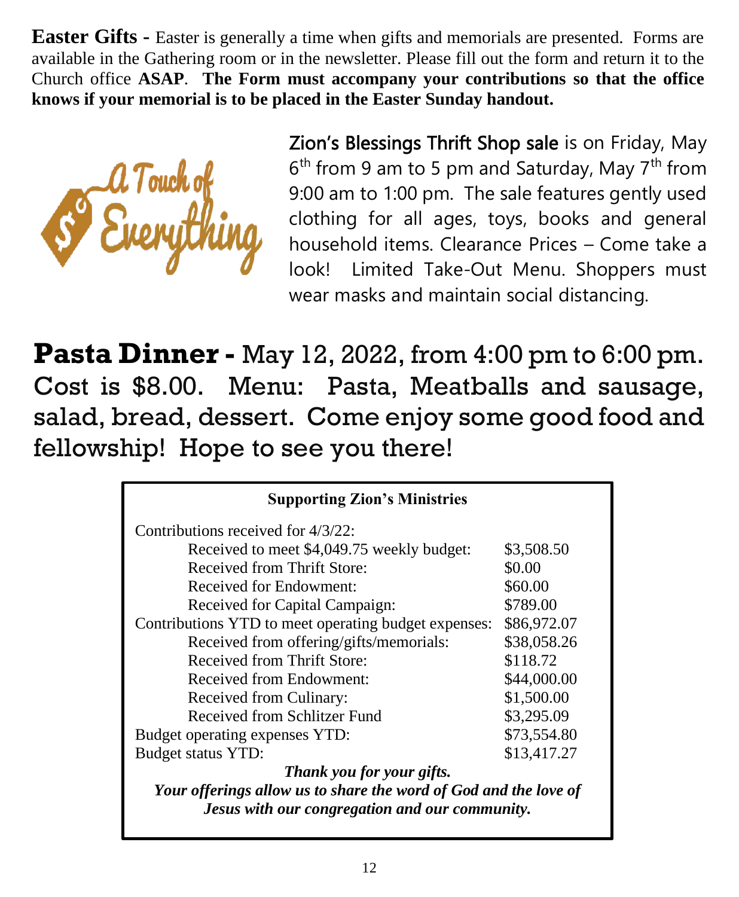**Easter Gifts -** Easter is generally a time when gifts and memorials are presented. Forms are available in the Gathering room or in the newsletter. Please fill out the form and return it to the Church office **ASAP**. **The Form must accompany your contributions so that the office knows if your memorial is to be placed in the Easter Sunday handout.**

A Touch of Everything

Zion's Blessings Thrift Shop sale is on Friday, May 6th from 9 am to 5 pm and Saturday, May 7th from 9:00 am to 1:00 pm. The sale features gently used clothing for all ages, toys, books and general household items. Clearance Prices – Come take a look! Limited Take-Out Menu. Shoppers must wear masks and maintain social distancing.

**Pasta Dinner -** May 12, 2022, from 4:00 pm to 6:00 pm. Cost is $8.00. Menu: Pasta, Meatballs and sausage, salad, bread, dessert. Come enjoy some good food and fellowship! Hope to see you there!

**Supporting Zion's Ministries**

| | |
|---|---|
| Contributions received for 4/3/22: | |
| Received to meet $4,049.75 weekly budget: | $3,508.50 |
| Received from Thrift Store: | $0.00 |
| Received for Endowment: | $60.00 |
| Received for Capital Campaign: | $789.00 |
| Contributions YTD to meet operating budget expenses: | $86,972.07 |
| Received from offering/gifts/memorials: | $38,058.26 |
| Received from Thrift Store: | $118.72 |
| Received from Endowment: | $44,000.00 |
| Received from Culinary: | $1,500.00 |
| Received from Schlitzer Fund | $3,295.09 |
| Budget operating expenses YTD: | $73,554.80 |
| Budget status YTD: | $13,417.27 |

***Thank you for your gifts.***

***Your offerings allow us to share the word of God and the love of Jesus with our congregation and our community.***